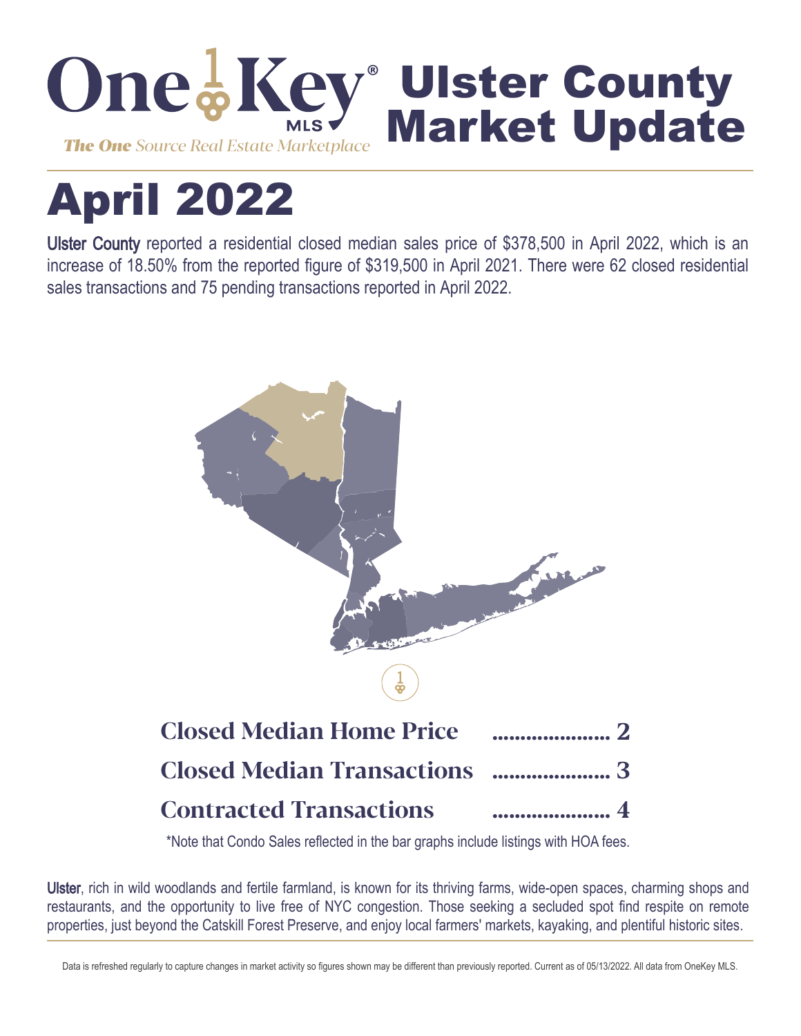# OneKey® MLS Ulster County Market Update

*The One Source Real Estate Marketplace*

# April 2022

**Ulster County** reported a residential closed median sales price of $378,500 in April 2022, which is an increase of 18.50% from the reported figure of $319,500 in April 2021. There were 62 closed residential sales transactions and 75 pending transactions reported in April 2022.

**Closed Median Home Price** ..................... 2

**Closed Median Transactions** ..................... 3

**Contracted Transactions** ..................... 4

*Note that Condo Sales reflected in the bar graphs include listings with HOA fees.

**Ulster**, rich in wild woodlands and fertile farmland, is known for its thriving farms, wide-open spaces, charming shops and restaurants, and the opportunity to live free of NYC congestion. Those seeking a secluded spot find respite on remote properties, just beyond the Catskill Forest Preserve, and enjoy local farmers' markets, kayaking, and plentiful historic sites.

Data is refreshed regularly to capture changes in market activity so figures shown may be different than previously reported. Current as of 05/13/2022. All data from OneKey MLS.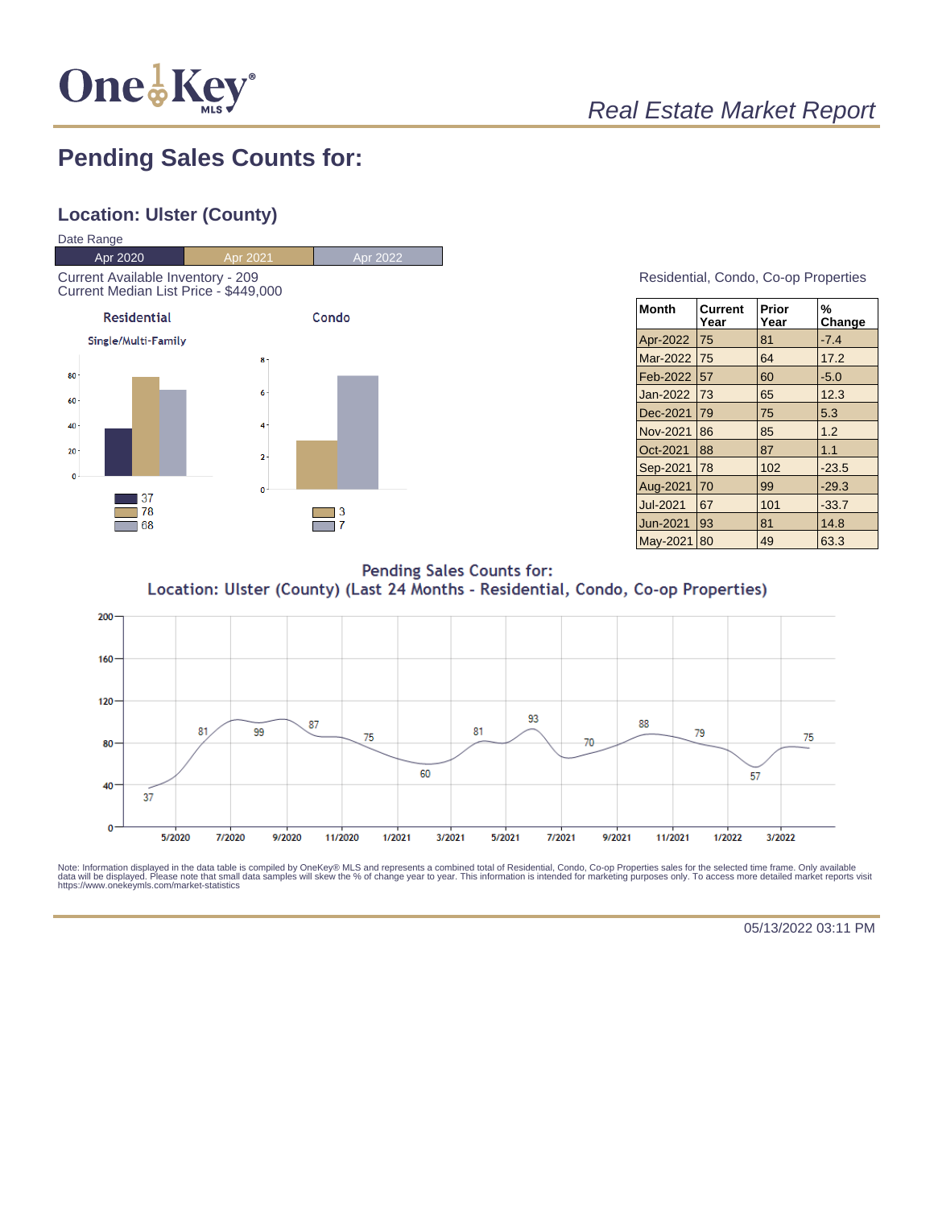Real Estate Market Report

# Pending Sales Counts for:

## Location: Ulster (County)

Date Range

| Apr 2020 | Apr 2021 | Apr 2022 |
|---|---|---|

Current Available Inventory - 209
Current Median List Price - $449,000

**Residential**

Single/Multi-Family

- Apr 2020: 37
- Apr 2021: 78
- Apr 2022: 68

**Condo**

- Apr 2021: 3
- Apr 2022: 7

Residential, Condo, Co-op Properties

| Month | Current Year | Prior Year | % Change |
|---|---|---|---|
| Apr-2022 | 75 | 81 | -7.4 |
| Mar-2022 | 75 | 64 | 17.2 |
| Feb-2022 | 57 | 60 | -5.0 |
| Jan-2022 | 73 | 65 | 12.3 |
| Dec-2021 | 79 | 75 | 5.3 |
| Nov-2021 | 86 | 85 | 1.2 |
| Oct-2021 | 88 | 87 | 1.1 |
| Sep-2021 | 78 | 102 | -23.5 |
| Aug-2021 | 70 | 99 | -29.3 |
| Jul-2021 | 67 | 101 | -33.7 |
| Jun-2021 | 93 | 81 | 14.8 |
| May-2021 | 80 | 49 | 63.3 |

Pending Sales Counts for:
Location: Ulster (County) (Last 24 Months - Residential, Condo, Co-op Properties)

Note: Information displayed in the data table is compiled by OneKey® MLS and represents a combined total of Residential, Condo, Co-op Properties sales for the selected time frame. Only available data will be displayed. Please note that small data samples will skew the % of change year to year. This information is intended for marketing purposes only. To access more detailed market reports visit https://www.onekeymls.com/market-statistics

05/13/2022 03:11 PM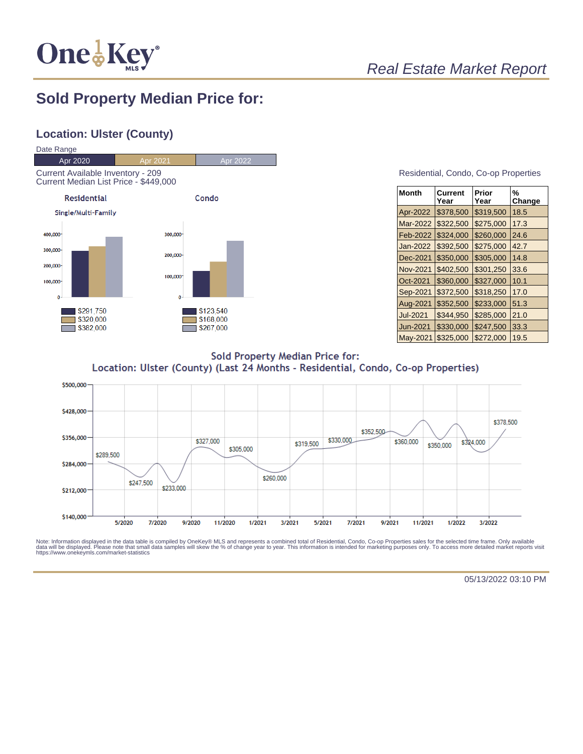Real Estate Market Report

# Sold Property Median Price for:

## Location: Ulster (County)

Date Range

| Apr 2020 | Apr 2021 | Apr 2022 |
|---|---|---|

Current Available Inventory - 209
Current Median List Price - $449,000

**Residential**

Single/Multi-Family

- $291,750
- $320,000
- $382,000

**Condo**

- $123,540
- $168,000
- $267,000

Residential, Condo, Co-op Properties

| Month | Current Year | Prior Year | % Change |
|---|---|---|---|
| Apr-2022 | $378,500 | $319,500 | 18.5 |
| Mar-2022 | $322,500 | $275,000 | 17.3 |
| Feb-2022 | $324,000 | $260,000 | 24.6 |
| Jan-2022 | $392,500 | $275,000 | 42.7 |
| Dec-2021 | $350,000 | $305,000 | 14.8 |
| Nov-2021 | $402,500 | $301,250 | 33.6 |
| Oct-2021 | $360,000 | $327,000 | 10.1 |
| Sep-2021 | $372,500 | $318,250 | 17.0 |
| Aug-2021 | $352,500 | $233,000 | 51.3 |
| Jul-2021 | $344,950 | $285,000 | 21.0 |
| Jun-2021 | $330,000 | $247,500 | 33.3 |
| May-2021 | $325,000 | $272,000 | 19.5 |

**Sold Property Median Price for:**
**Location: Ulster (County) (Last 24 Months - Residential, Condo, Co-op Properties)**

Note: Information displayed in the data table is compiled by OneKey® MLS and represents a combined total of Residential, Condo, Co-op Properties sales for the selected time frame. Only available data will be displayed. Please note that small data samples will skew the % of change year to year. This information is intended for marketing purposes only. To access more detailed market reports visit https://www.onekeymls.com/market-statistics

05/13/2022 03:10 PM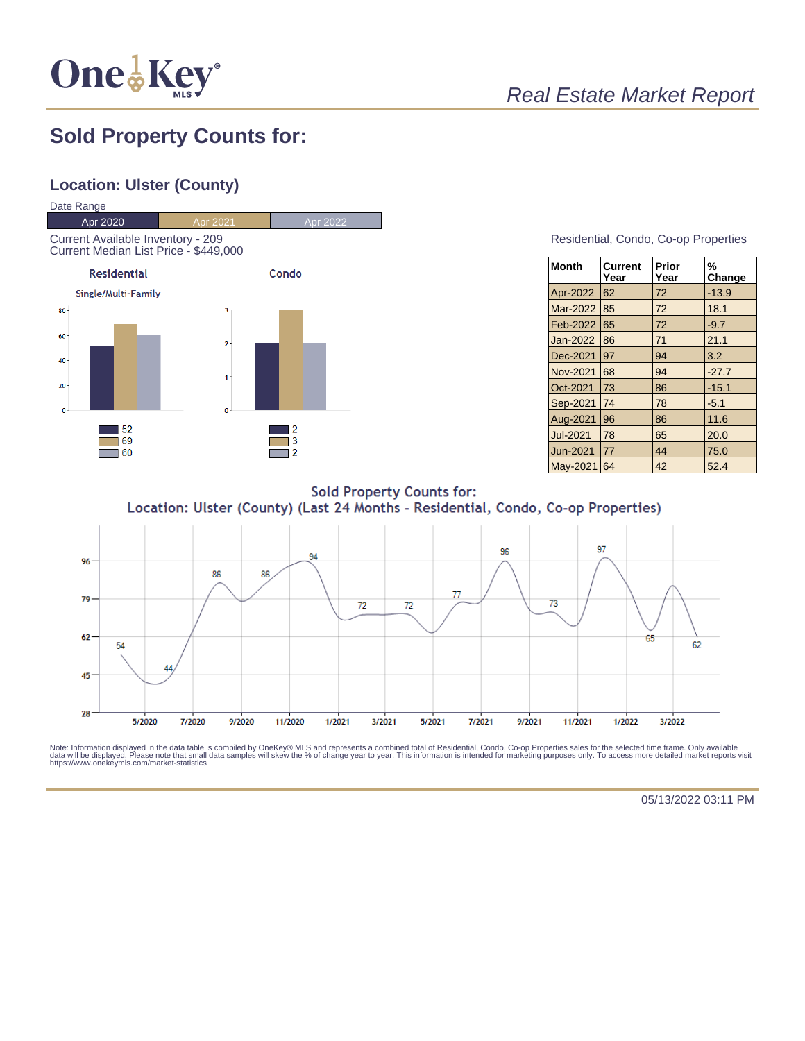# Sold Property Counts for:

## Location: Ulster (County)

Date Range

Apr 2020 | Apr 2021 | Apr 2022

Current Available Inventory - 209
Current Median List Price - $449,000

Residential

Single/Multi-Family

80
60
40
20
0

52
69
60

Condo

3
2
1
0

2
3
2

Residential, Condo, Co-op Properties

| Month | Current Year | Prior Year | % Change |
|---|---|---|---|
| Apr-2022 | 62 | 72 | -13.9 |
| Mar-2022 | 85 | 72 | 18.1 |
| Feb-2022 | 65 | 72 | -9.7 |
| Jan-2022 | 86 | 71 | 21.1 |
| Dec-2021 | 97 | 94 | 3.2 |
| Nov-2021 | 68 | 94 | -27.7 |
| Oct-2021 | 73 | 86 | -15.1 |
| Sep-2021 | 74 | 78 | -5.1 |
| Aug-2021 | 96 | 86 | 11.6 |
| Jul-2021 | 78 | 65 | 20.0 |
| Jun-2021 | 77 | 44 | 75.0 |
| May-2021 | 64 | 42 | 52.4 |

Sold Property Counts for:
Location: Ulster (County) (Last 24 Months - Residential, Condo, Co-op Properties)

96
79
62
45
28

54
44
86
86
94
72
72
77
96
73
97
65
62

5/2020
7/2020
9/2020
11/2020
1/2021
3/2021
5/2021
7/2021
9/2021
11/2021
1/2022
3/2022

Note: Information displayed in the data table is compiled by OneKey® MLS and represents a combined total of Residential, Condo, Co-op Properties sales for the selected time frame. Only available data will be displayed. Please note that small data samples will skew the % of change year to year. This information is intended for marketing purposes only. To access more detailed market reports visit https://www.onekeymls.com/market-statistics

05/13/2022 03:11 PM